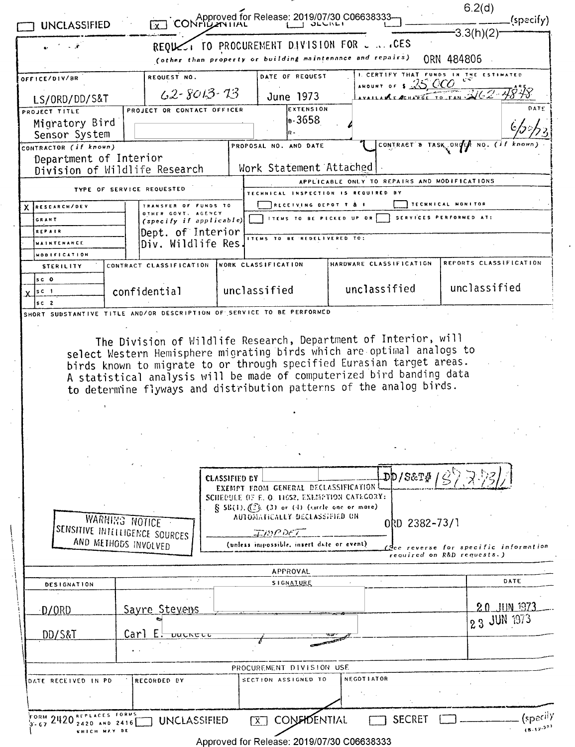Approved for Release: 2019/07/30 C06638333

☐ UNCLASSIFIED ☒ CONFIDENTIAL ☐ SECRET ☐ ________ (specify)

6.2(d)
3.3(h)(2)

# REQUEST TO PROCUREMENT DIVISION FOR SERVICES

*(other than property or building maintenance and repairs)* ORN 484806

| OFFICE/DIV/BR | REQUEST NO. | DATE OF REQUEST | I CERTIFY THAT FUNDS IN THE ESTIMATED AMOUNT OF $ 25,000 ARE AVAILABLE CHARGE TO FAN 2162-4848 |
|---|---|---|---|
| LS/ORD/DD/S&T | 62-8013-73 | June 1973 | |

| PROJECT TITLE | PROJECT OR CONTACT OFFICER | EXTENSION | | DATE |
|---|---|---|---|---|
| Migratory Bird Sensor System | | B-3658 R- | | 6/20/73 |

| CONTRACTOR (if known) | PROPOSAL NO. AND DATE | CONTRACT & TASK ORDER NO. (if known) |
|---|---|---|
| Department of Interior Division of Wildlife Research | Work Statement Attached | |

**TYPE OF SERVICE REQUESTED**

- X RESEARCH/DEV
- GRANT
- REPAIR
- MAINTENANCE
- MODIFICATION

TRANSFER OF FUNDS TO OTHER GOVT. AGENCY (specify if applicable): Dept. of Interior Div. Wildlife Res.

**APPLICABLE ONLY TO REPAIRS AND MODIFICATIONS**

TECHNICAL INSPECTION IS REQUIRED BY ☐ RECEIVING DEPOT T & I ☐ TECHNICAL MONITOR

☐ ITEMS TO BE PICKED UP OR ☐ SERVICES PERFORMED AT:

ITEMS TO BE REDELIVERED TO:

| STERILITY | CONTRACT CLASSIFICATION | WORK CLASSIFICATION | HARDWARE CLASSIFICATION | REPORTS CLASSIFICATION |
|---|---|---|---|---|
| SC 0 / X SC 1 / SC 2 | confidential | unclassified | unclassified | unclassified |

SHORT SUBSTANTIVE TITLE AND/OR DESCRIPTION OF SERVICE TO BE PERFORMED

The Division of Wildlife Research, Department of Interior, will select Western Hemisphere migrating birds which are optimal analogs to birds known to migrate to or through specified Eurasian target areas. A statistical analysis will be made of computerized bird banding data to determine flyways and distribution patterns of the analog birds.

CLASSIFIED BY ________
EXEMPT FROM GENERAL DECLASSIFICATION SCHEDULE OF E. O. 11652, EXEMPTION CATEGORY: § 5B(1), (2), (3) or (4) (circle one or more)
AUTOMATICALLY DECLASSIFIED ON
IMPDET
(unless impossible, insert date or event)

DD/S&T# 1572-73/1

ORD 2382-73/1

WARNING NOTICE
SENSITIVE INTELLIGENCE SOURCES AND METHODS INVOLVED

*(See reverse for specific information required on R&D requests.)*

**APPROVAL**

| DESIGNATION | SIGNATURE | DATE |
|---|---|---|
| D/ORD | Sayre Stevens | 20 JUN 1973 |
| DD/S&T | Carl E. Duckett | 23 JUN 1973 |

**PROCUREMENT DIVISION USE**

| DATE RECEIVED IN PD | RECORDED BY | SECTION ASSIGNED TO | NEGOTIATOR |
|---|---|---|---|
| | | | |

FORM 3-67 2420 REPLACES FORMS 2420 AND 2416 WHICH MAY BE USED

☐ UNCLASSIFIED ☒ CONFIDENTIAL ☐ SECRET ☐ ________ (specify)

Approved for Release: 2019/07/30 C06638333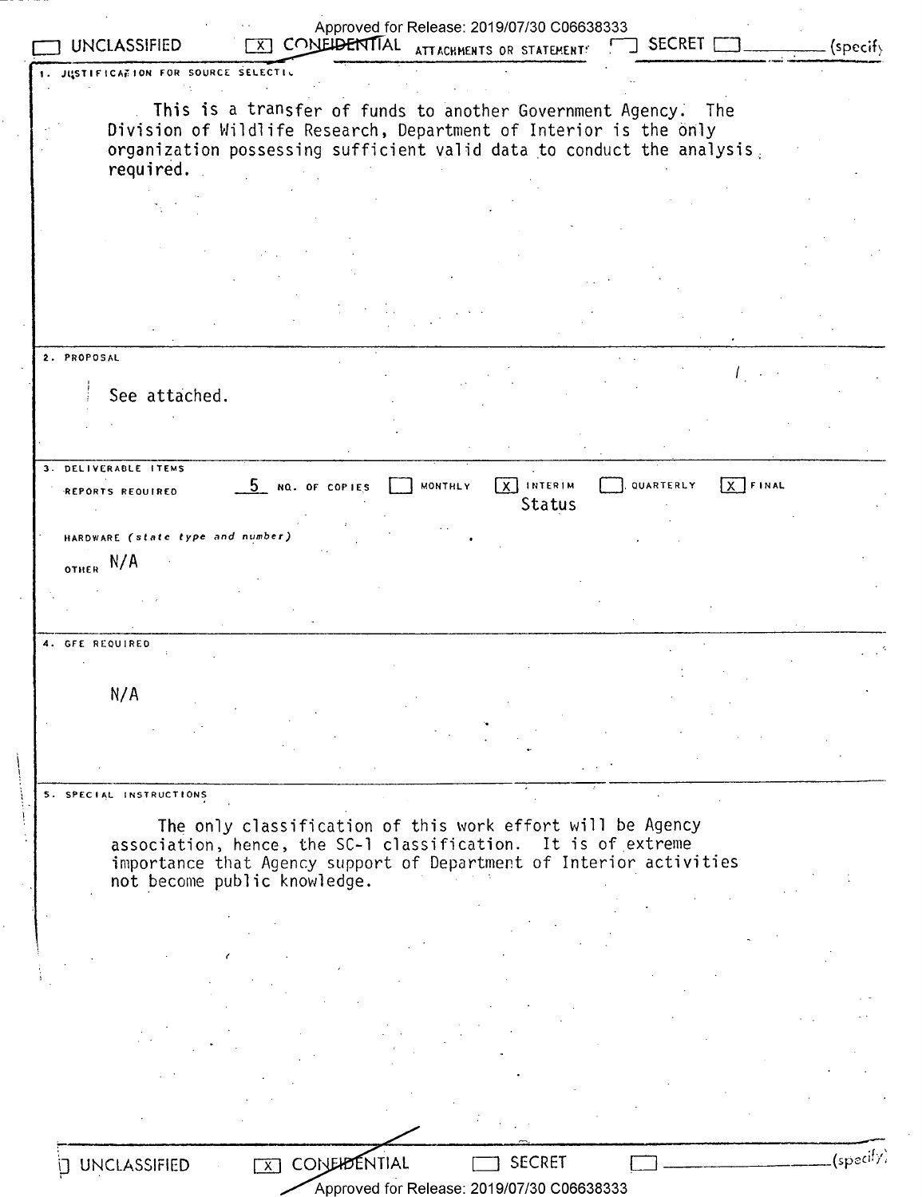☐ UNCLASSIFIED ☒ CONFIDENTIAL ATTACHMENTS OR STATEMENTS ☐ SECRET ☐ ________ (specify)

1. JUSTIFICATION FOR SOURCE SELECTION

This is a transfer of funds to another Government Agency. The Division of Wildlife Research, Department of Interior is the only organization possessing sufficient valid data to conduct the analysis required.

2. PROPOSAL

See attached.

3. DELIVERABLE ITEMS

REPORTS REQUIRED 5 NO. OF COPIES ☐ MONTHLY ☒ INTERIM Status ☐ QUARTERLY ☒ FINAL

HARDWARE (state type and number)

OTHER N/A

4. GFE REQUIRED

N/A

5. SPECIAL INSTRUCTIONS

The only classification of this work effort will be Agency association, hence, the SC-1 classification. It is of extreme importance that Agency support of Department of Interior activities not become public knowledge.

☐ UNCLASSIFIED ☒ CONFIDENTIAL ☐ SECRET ☐ ________ (specify)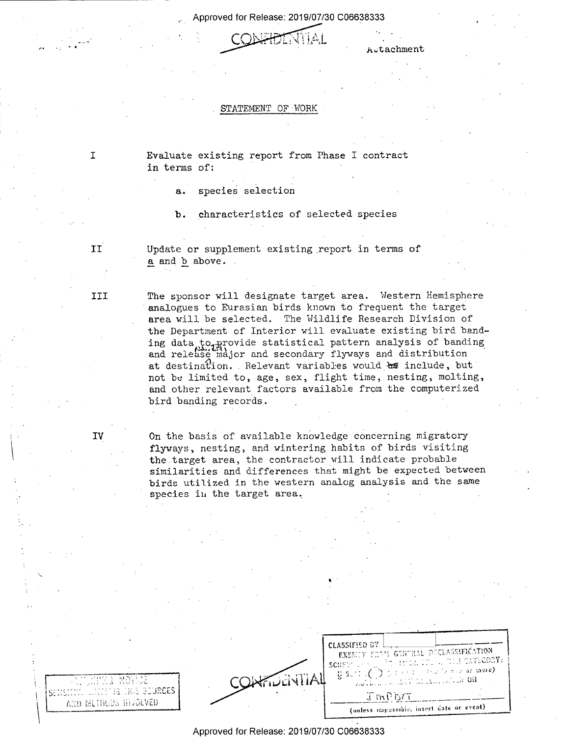CONFIDENTIAL

Attachment

STATEMENT OF WORK

I  Evaluate existing report from Phase I contract in terms of:

   a. species selection

   b. characteristics of selected species

II  Update or supplement existing report in terms of a and b above.

III  The sponsor will designate target area. Western Hemisphere analogues to Eurasian birds known to frequent the target area will be selected. The Wildlife Research Division of the Department of Interior will evaluate existing bird banding data to provide statistical pattern analysis of banding and release major and secondary flyways and distribution at destination. Relevant variables would include, but not be limited to, age, sex, flight time, nesting, molting, and other relevant factors available from the computerized bird banding records.

IV  On the basis of available knowledge concerning migratory flyways, nesting, and wintering habits of birds visiting the target area, the contractor will indicate probable similarities and differences that might be expected between birds utilized in the western analog analysis and the same species in the target area.

WARNING NOTICE
SENSITIVE INTELLIGENCE SOURCES AND METHODS INVOLVED

CONFIDENTIAL

CLASSIFIED BY [redacted]
EXEMPT FROM GENERAL DECLASSIFICATION SCHEDULE OF E.O. 11652 EXEMPTION CATEGORY:
§ 5B ( ) (check one or more)
AUTOMATICALLY DECLASSIFIED ON
IMPDET
(unless impossible, insert date or event)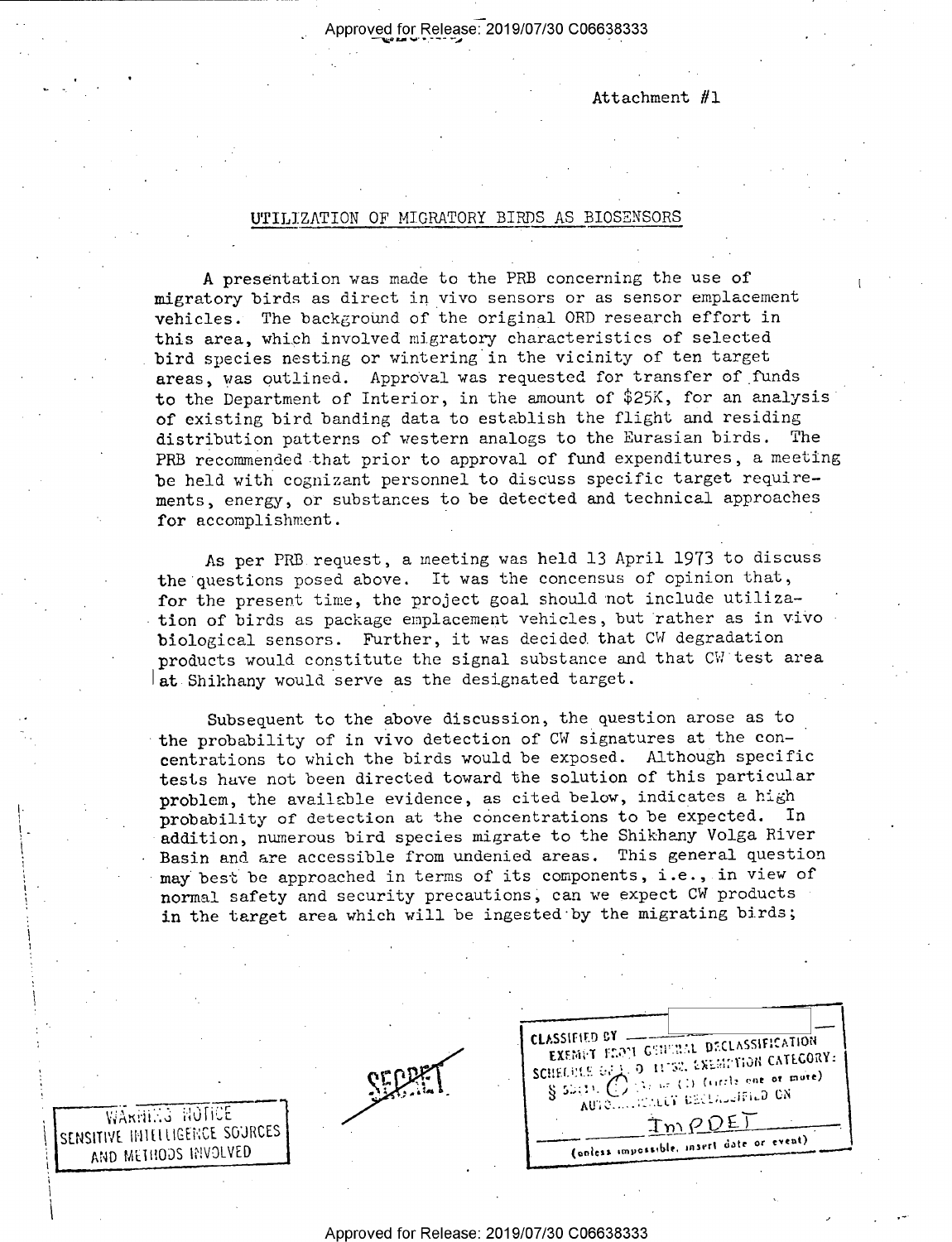Attachment #1

## UTILIZATION OF MIGRATORY BIRDS AS BIOSENSORS

A presentation was made to the PRB concerning the use of migratory birds as direct in vivo sensors or as sensor emplacement vehicles. The background of the original ORD research effort in this area, which involved migratory characteristics of selected bird species nesting or wintering in the vicinity of ten target areas, was outlined. Approval was requested for transfer of funds to the Department of Interior, in the amount of $25K, for an analysis of existing bird banding data to establish the flight and residing distribution patterns of western analogs to the Eurasian birds. The PRB recommended that prior to approval of fund expenditures, a meeting be held with cognizant personnel to discuss specific target requirements, energy, or substances to be detected and technical approaches for accomplishment.

As per PRB request, a meeting was held 13 April 1973 to discuss the questions posed above. It was the concensus of opinion that, for the present time, the project goal should not include utilization of birds as package emplacement vehicles, but rather as in vivo biological sensors. Further, it was decided that CW degradation products would constitute the signal substance and that CW test area at Shikhany would serve as the designated target.

Subsequent to the above discussion, the question arose as to the probability of in vivo detection of CW signatures at the concentrations to which the birds would be exposed. Although specific tests have not been directed toward the solution of this particular problem, the available evidence, as cited below, indicates a high probability of detection at the concentrations to be expected. In addition, numerous bird species migrate to the Shikhany Volga River Basin and are accessible from undenied areas. This general question may best be approached in terms of its components, i.e., in view of normal safety and security precautions, can we expect CW products in the target area which will be ingested by the migrating birds;

WARNING NOTICE
SENSITIVE INTELLIGENCE SOURCES
AND METHODS INVOLVED

SECRET

CLASSIFIED BY
EXEMPT FROM GENERAL DECLASSIFICATION
SCHEDULE OF E. O. 11652, EXEMPTION CATEGORY:
§ 5B(1), (2), (3) or (4) (circle one or more)
AUTOMATICALLY DECLASSIFIED ON
Impdet
(unless impossible, insert date or event)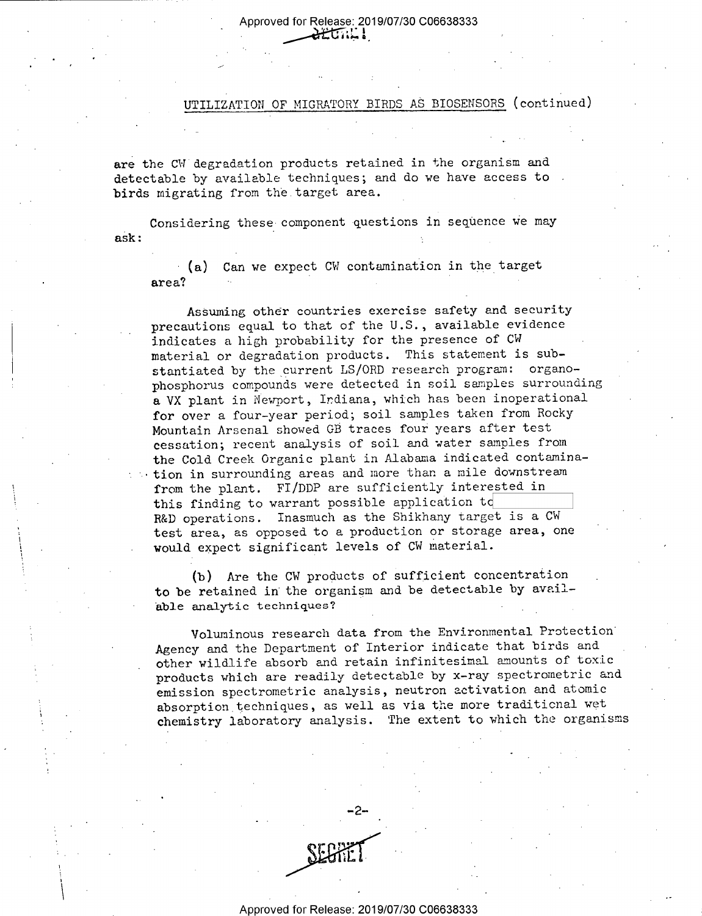UTILIZATION OF MIGRATORY BIRDS AS BIOSENSORS (continued)

are the CW degradation products retained in the organism and detectable by available techniques; and do we have access to birds migrating from the target area.

Considering these component questions in sequence we may ask:

(a) Can we expect CW contamination in the target area?

Assuming other countries exercise safety and security precautions equal to that of the U.S., available evidence indicates a high probability for the presence of CW material or degradation products. This statement is substantiated by the current LS/ORD research program: organophosphorus compounds were detected in soil samples surrounding a VX plant in Newport, Indiana, which has been inoperational for over a four-year period; soil samples taken from Rocky Mountain Arsenal showed GB traces four years after test cessation; recent analysis of soil and water samples from the Cold Creek Organic plant in Alabama indicated contamination in surrounding areas and more than a mile downstream from the plant. FI/DDP are sufficiently interested in this finding to warrant possible application to [ ] R&D operations. Inasmuch as the Shikhany target is a CW test area, as opposed to a production or storage area, one would expect significant levels of CW material.

(b) Are the CW products of sufficient concentration to be retained in the organism and be detectable by available analytic techniques?

Voluminous research data from the Environmental Protection Agency and the Department of Interior indicate that birds and other wildlife absorb and retain infinitesimal amounts of toxic products which are readily detectable by x-ray spectrometric and emission spectrometric analysis, neutron activation and atomic absorption techniques, as well as via the more traditional wet chemistry laboratory analysis. The extent to which the organisms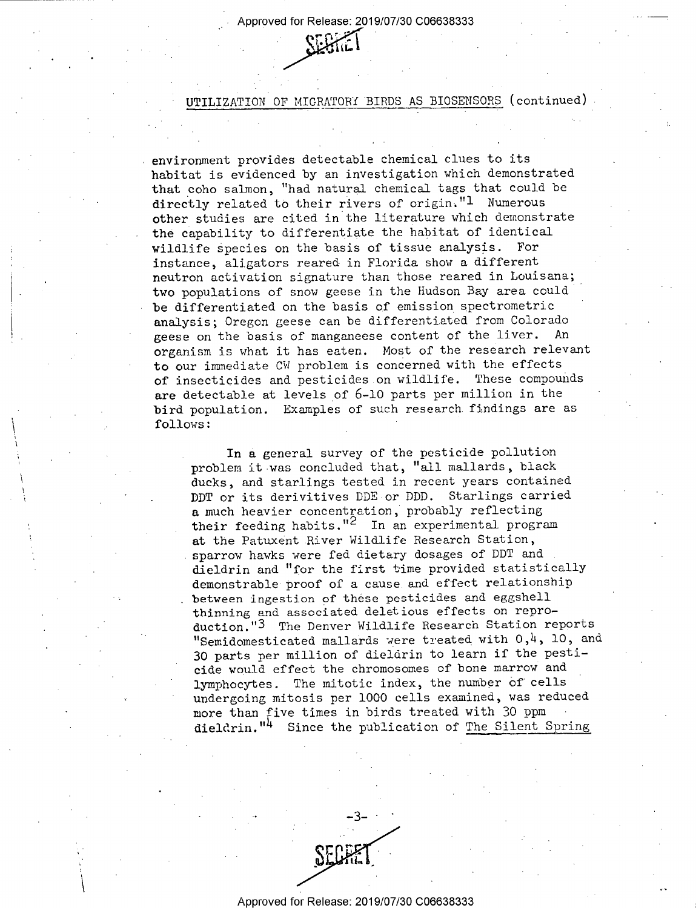UTILIZATION OF MIGRATORY BIRDS AS BIOSENSORS (continued)

environment provides detectable chemical clues to its habitat is evidenced by an investigation which demonstrated that coho salmon, "had natural chemical tags that could be directly related to their rivers of origin."[1] Numerous other studies are cited in the literature which demonstrate the capability to differentiate the habitat of identical wildlife species on the basis of tissue analysis. For instance, aligators reared in Florida show a different neutron activation signature than those reared in Louisana; two populations of snow geese in the Hudson Bay area could be differentiated on the basis of emission spectrometric analysis; Oregon geese can be differentiated from Colorado geese on the basis of manganeese content of the liver. An organism is what it has eaten. Most of the research relevant to our immediate CW problem is concerned with the effects of insecticides and pesticides on wildlife. These compounds are detectable at levels of 6-10 parts per million in the bird population. Examples of such research findings are as follows:

> In a general survey of the pesticide pollution problem it was concluded that, "all mallards, black ducks, and starlings tested in recent years contained DDT or its derivitives DDE or DDD. Starlings carried a much heavier concentration, probably reflecting their feeding habits."[2] In an experimental program at the Patuxent River Wildlife Research Station, sparrow hawks were fed dietary dosages of DDT and dieldrin and "for the first time provided statistically demonstrable proof of a cause and effect relationship between ingestion of these pesticides and eggshell thinning and associated deletious effects on reproduction."[3] The Denver Wildlife Research Station reports "Semidomesticated mallards were treated with 0,4, 10, and 30 parts per million of dieldrin to learn if the pesticide would effect the chromosomes of bone marrow and lymphocytes. The mitotic index, the number of cells undergoing mitosis per 1000 cells examined, was reduced more than five times in birds treated with 30 ppm dieldrin."[4] Since the publication of The Silent Spring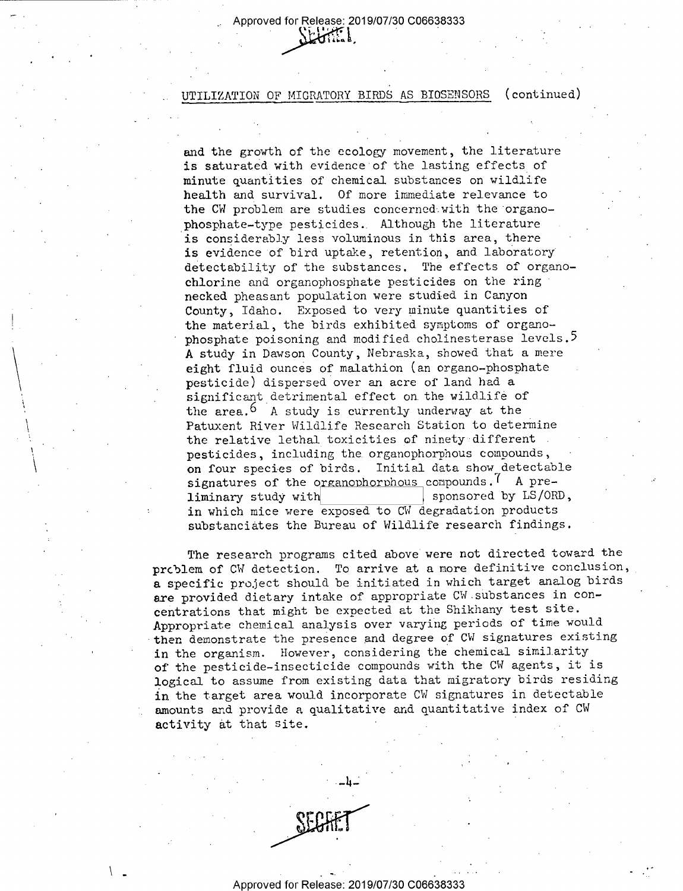UTILIZATION OF MIGRATORY BIRDS AS BIOSENSORS (continued)

and the growth of the ecology movement, the literature is saturated with evidence of the lasting effects of minute quantities of chemical substances on wildlife health and survival. Of more immediate relevance to the CW problem are studies concerned with the organo-phosphate-type pesticides. Although the literature is considerably less voluminous in this area, there is evidence of bird uptake, retention, and laboratory detectability of the substances. The effects of organo-chlorine and organophosphate pesticides on the ring necked pheasant population were studied in Canyon County, Idaho. Exposed to very minute quantities of the material, the birds exhibited symptoms of organo-phosphate poisoning and modified cholinesterase levels.[5] A study in Dawson County, Nebraska, showed that a mere eight fluid ounces of malathion (an organo-phosphate pesticide) dispersed over an acre of land had a significant detrimental effect on the wildlife of the area.[6] A study is currently underway at the Patuxent River Wildlife Research Station to determine the relative lethal toxicities of ninety different pesticides, including the organophorphous compounds, on four species of birds. Initial data show detectable signatures of the organophorphous compounds.[7] A preliminary study with [redacted], sponsored by LS/ORD, in which mice were exposed to CW degradation products substanciates the Bureau of Wildlife research findings.

The research programs cited above were not directed toward the problem of CW detection. To arrive at a more definitive conclusion, a specific project should be initiated in which target analog birds are provided dietary intake of appropriate CW substances in concentrations that might be expected at the Shikhany test site. Appropriate chemical analysis over varying periods of time would then demonstrate the presence and degree of CW signatures existing in the organism. However, considering the chemical similarity of the pesticide-insecticide compounds with the CW agents, it is logical to assume from existing data that migratory birds residing in the target area would incorporate CW signatures in detectable amounts and provide a qualitative and quantitative index of CW activity at that site.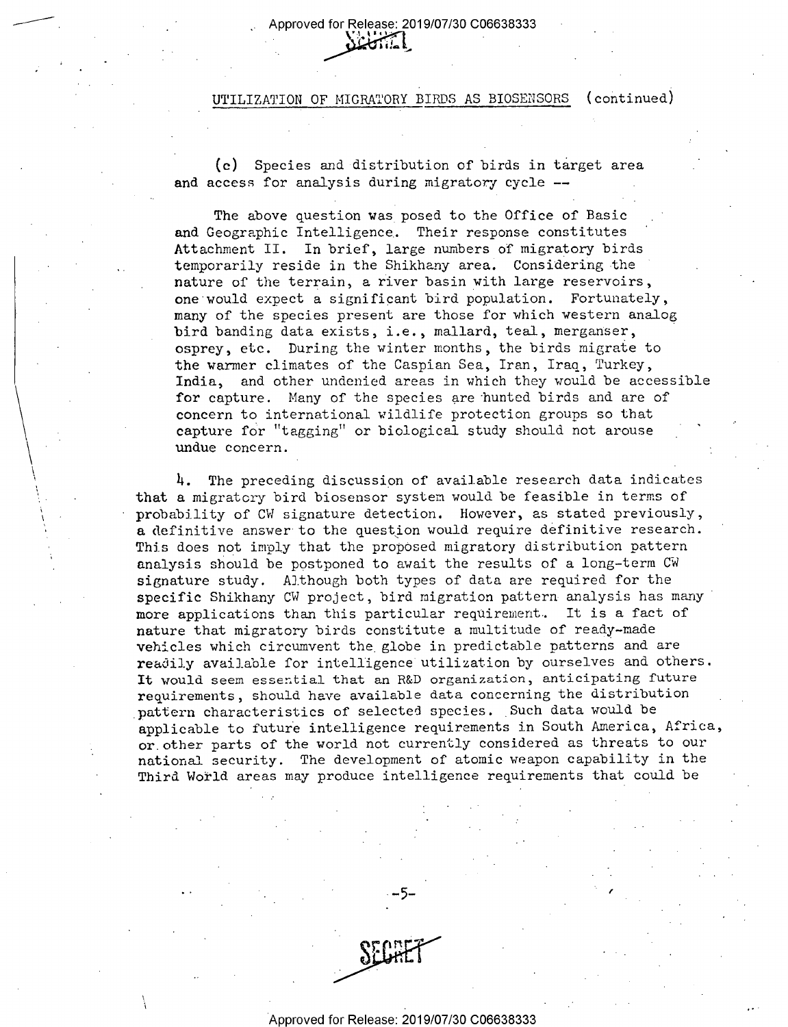UTILIZATION OF MIGRATORY BIRDS AS BIOSENSORS (continued)

(c) Species and distribution of birds in target area and access for analysis during migratory cycle --

The above question was posed to the Office of Basic and Geographic Intelligence. Their response constitutes Attachment II. In brief, large numbers of migratory birds temporarily reside in the Shikhany area. Considering the nature of the terrain, a river basin with large reservoirs, one would expect a significant bird population. Fortunately, many of the species present are those for which western analog bird banding data exists, i.e., mallard, teal, merganser, osprey, etc. During the winter months, the birds migrate to the warmer climates of the Caspian Sea, Iran, Iraq, Turkey, India, and other undenied areas in which they would be accessible for capture. Many of the species are hunted birds and are of concern to international wildlife protection groups so that capture for "tagging" or biological study should not arouse undue concern.

4. The preceding discussion of available research data indicates that a migratory bird biosensor system would be feasible in terms of probability of CW signature detection. However, as stated previously, a definitive answer to the question would require definitive research. This does not imply that the proposed migratory distribution pattern analysis should be postponed to await the results of a long-term CW signature study. Although both types of data are required for the specific Shikhany CW project, bird migration pattern analysis has many more applications than this particular requirement. It is a fact of nature that migratory birds constitute a multitude of ready-made vehicles which circumvent the globe in predictable patterns and are readily available for intelligence utilization by ourselves and others. It would seem essential that an R&D organization, anticipating future requirements, should have available data concerning the distribution pattern characteristics of selected species. Such data would be applicable to future intelligence requirements in South America, Africa, or other parts of the world not currently considered as threats to our national security. The development of atomic weapon capability in the Third World areas may produce intelligence requirements that could be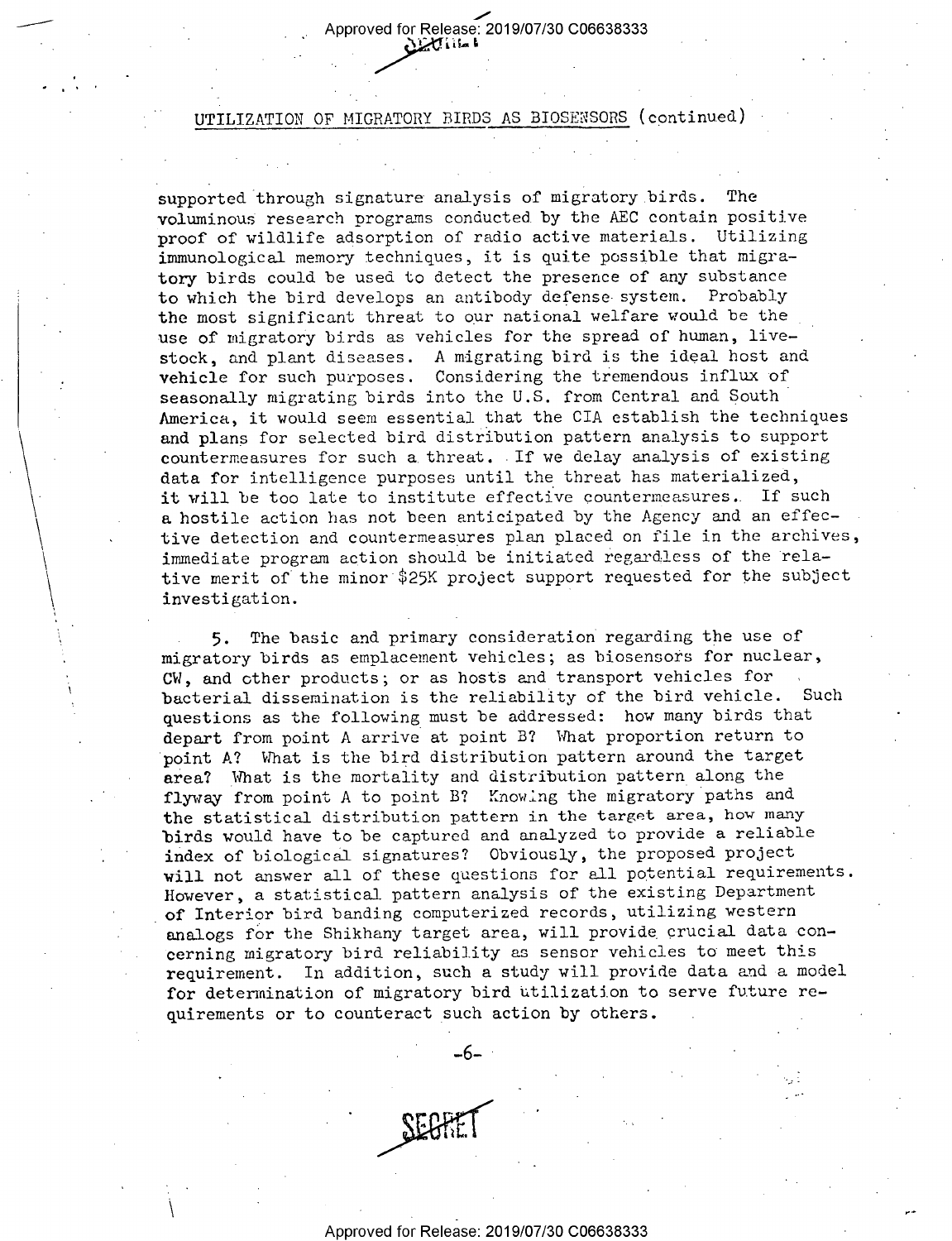UTILIZATION OF MIGRATORY BIRDS AS BIOSENSORS (continued)

supported through signature analysis of migratory birds. The voluminous research programs conducted by the AEC contain positive proof of wildlife adsorption of radio active materials. Utilizing immunological memory techniques, it is quite possible that migratory birds could be used to detect the presence of any substance to which the bird develops an antibody defense system. Probably the most significant threat to our national welfare would be the use of migratory birds as vehicles for the spread of human, livestock, and plant diseases. A migrating bird is the ideal host and vehicle for such purposes. Considering the tremendous influx of seasonally migrating birds into the U.S. from Central and South America, it would seem essential that the CIA establish the techniques and plans for selected bird distribution pattern analysis to support countermeasures for such a threat. If we delay analysis of existing data for intelligence purposes until the threat has materialized, it will be too late to institute effective countermeasures. If such a hostile action has not been anticipated by the Agency and an effective detection and countermeasures plan placed on file in the archives, immediate program action should be initiated regardless of the relative merit of the minor $25K project support requested for the subject investigation.

5. The basic and primary consideration regarding the use of migratory birds as emplacement vehicles; as biosensors for nuclear, CW, and other products; or as hosts and transport vehicles for bacterial dissemination is the reliability of the bird vehicle. Such questions as the following must be addressed: how many birds that depart from point A arrive at point B? What proportion return to point A? What is the bird distribution pattern around the target area? What is the mortality and distribution pattern along the flyway from point A to point B? Knowing the migratory paths and the statistical distribution pattern in the target area, how many birds would have to be captured and analyzed to provide a reliable index of biological signatures? Obviously, the proposed project will not answer all of these questions for all potential requirements. However, a statistical pattern analysis of the existing Department of Interior bird banding computerized records, utilizing western analogs for the Shikhany target area, will provide crucial data concerning migratory bird reliability as sensor vehicles to meet this requirement. In addition, such a study will provide data and a model for determination of migratory bird utilization to serve future requirements or to counteract such action by others.

SECRET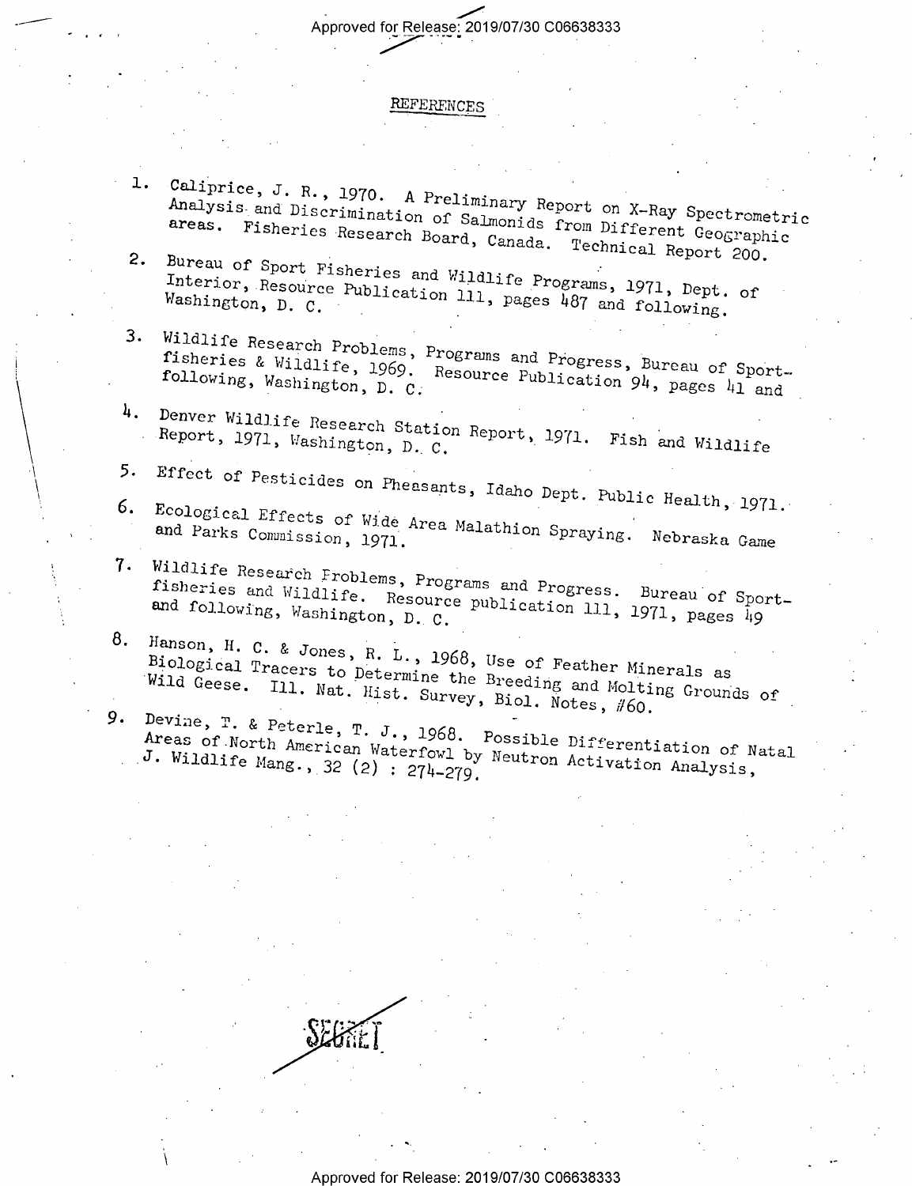## REFERENCES

1. Caliprice, J. R., 1970. A Preliminary Report on X-Ray Spectrometric Analysis and Discrimination of Salmonids from Different Geographic areas. Fisheries Research Board, Canada. Technical Report 200.
2. Bureau of Sport Fisheries and Wildlife Programs, 1971, Dept. of Interior, Resource Publication 111, pages 487 and following. Washington, D. C.
3. Wildlife Research Problems, Programs and Progress, Bureau of Sport-fisheries & Wildlife, 1969. Resource Publication 94, pages 41 and following, Washington, D. C.
4. Denver Wildlife Research Station Report, 1971. Fish and Wildlife Report, 1971, Washington, D. C.
5. Effect of Pesticides on Pheasants, Idaho Dept. Public Health, 1971.
6. Ecological Effects of Wide Area Malathion Spraying. Nebraska Game and Parks Commission, 1971.
7. Wildlife Research Problems, Programs and Progress. Bureau of Sport-fisheries and Wildlife. Resource publication 111, 1971, pages 49 and following, Washington, D. C.
8. Hanson, H. C. & Jones, R. L., 1968, Use of Feather Minerals as Biological Tracers to Determine the Breeding and Molting Grounds of Wild Geese. Ill. Nat. Hist. Survey, Biol. Notes, #60.
9. Devine, T. & Peterle, T. J., 1968. Possible Differentiation of Natal Areas of North American Waterfowl by Neutron Activation Analysis, J. Wildlife Mang., 32 (2) : 274-279.

SECRET